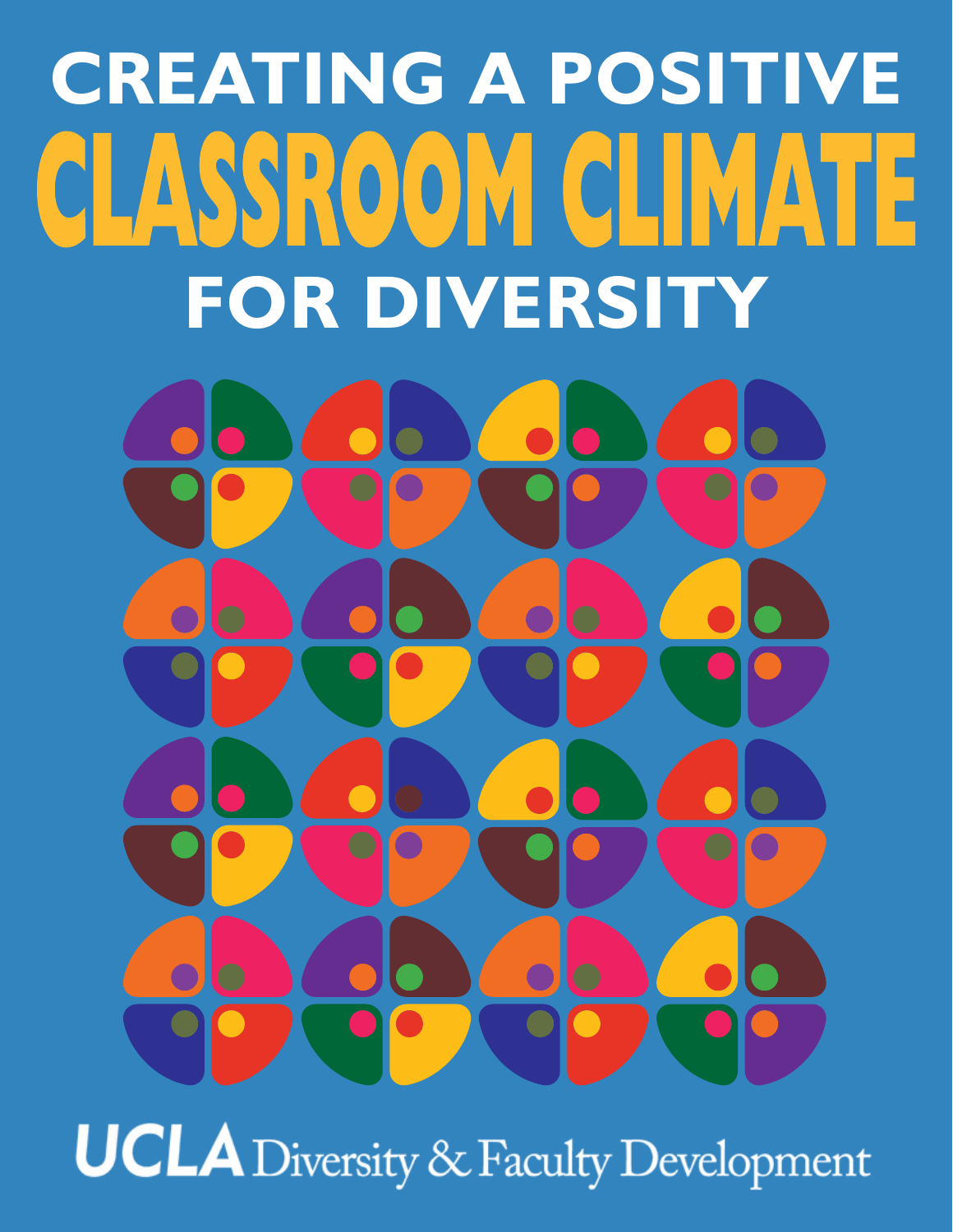# CREATING A POSITIVE CLASSROOM CLIMATE FOR DIVERSITY

UCLA Diversity & Faculty Development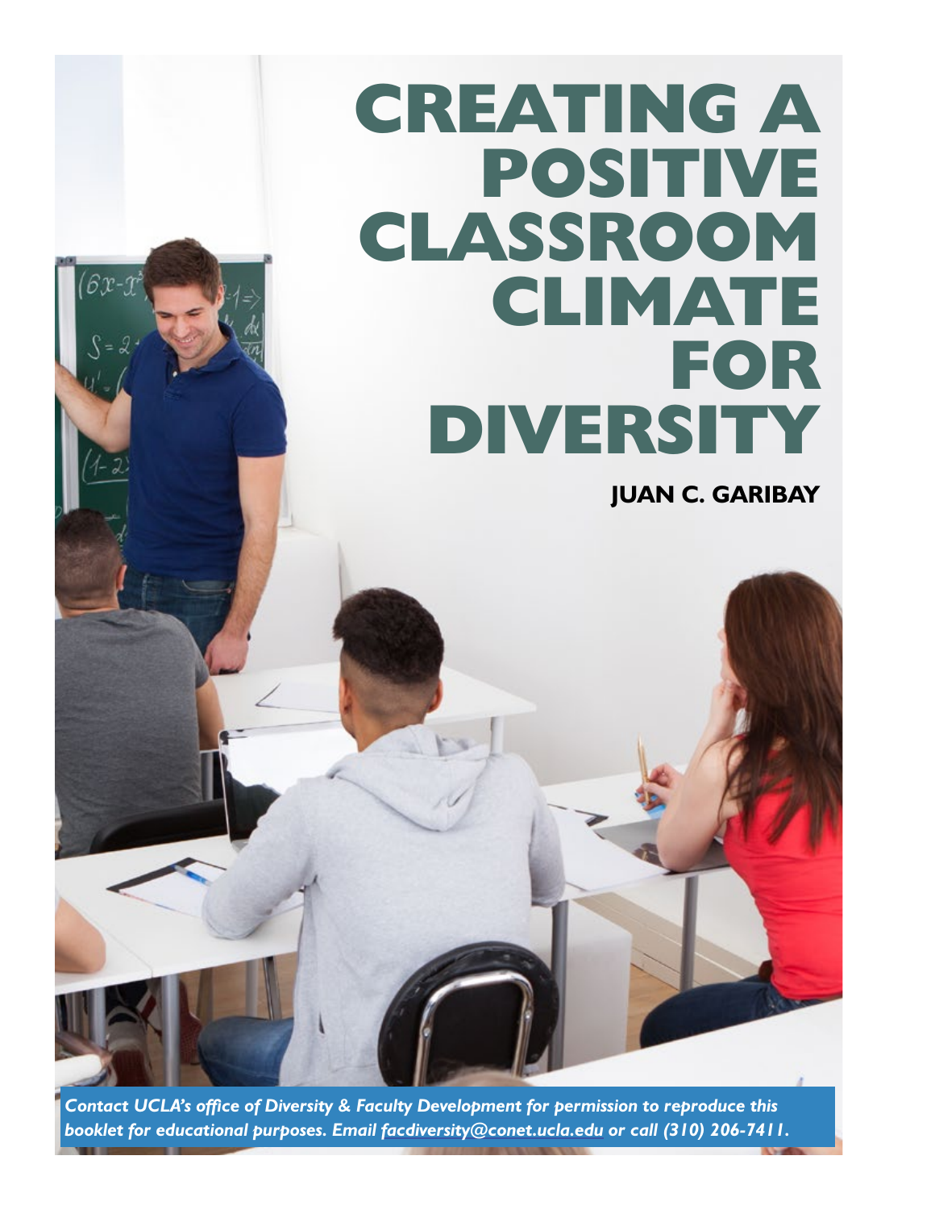# CREATING A POSITIVE CLASSROOM CLIMATE FOR DIVERSITY

**JUAN C. GARIBAY**

*Contact UCLA's office of Diversity & Faculty Development for permission to reproduce this booklet for educational purposes. Email facdiversity@conet.ucla.edu or call (310) 206-7411.*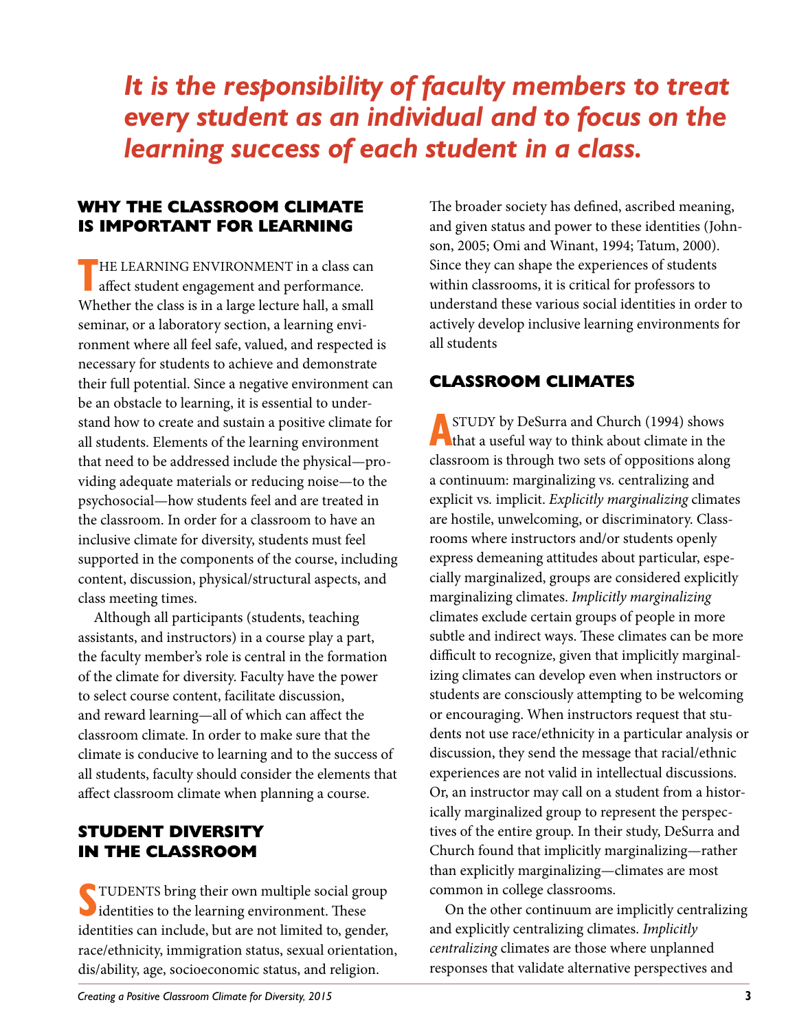*It is the responsibility of faculty members to treat every student as an individual and to focus on the learning success of each student in a class.*

## WHY THE CLASSROOM CLIMATE IS IMPORTANT FOR LEARNING

THE LEARNING ENVIRONMENT in a class can affect student engagement and performance. Whether the class is in a large lecture hall, a small seminar, or a laboratory section, a learning environment where all feel safe, valued, and respected is necessary for students to achieve and demonstrate their full potential. Since a negative environment can be an obstacle to learning, it is essential to understand how to create and sustain a positive climate for all students. Elements of the learning environment that need to be addressed include the physical—providing adequate materials or reducing noise—to the psychosocial—how students feel and are treated in the classroom. In order for a classroom to have an inclusive climate for diversity, students must feel supported in the components of the course, including content, discussion, physical/structural aspects, and class meeting times.

Although all participants (students, teaching assistants, and instructors) in a course play a part, the faculty member's role is central in the formation of the climate for diversity. Faculty have the power to select course content, facilitate discussion, and reward learning—all of which can affect the classroom climate. In order to make sure that the climate is conducive to learning and to the success of all students, faculty should consider the elements that affect classroom climate when planning a course.

## STUDENT DIVERSITY IN THE CLASSROOM

STUDENTS bring their own multiple social group identities to the learning environment. These identities can include, but are not limited to, gender, race/ethnicity, immigration status, sexual orientation, dis/ability, age, socioeconomic status, and religion. The broader society has defined, ascribed meaning, and given status and power to these identities (Johnson, 2005; Omi and Winant, 1994; Tatum, 2000). Since they can shape the experiences of students within classrooms, it is critical for professors to understand these various social identities in order to actively develop inclusive learning environments for all students

## CLASSROOM CLIMATES

A STUDY by DeSurra and Church (1994) shows that a useful way to think about climate in the classroom is through two sets of oppositions along a continuum: marginalizing vs. centralizing and explicit vs. implicit. *Explicitly marginalizing* climates are hostile, unwelcoming, or discriminatory. Classrooms where instructors and/or students openly express demeaning attitudes about particular, especially marginalized, groups are considered explicitly marginalizing climates. *Implicitly marginalizing* climates exclude certain groups of people in more subtle and indirect ways. These climates can be more difficult to recognize, given that implicitly marginalizing climates can develop even when instructors or students are consciously attempting to be welcoming or encouraging. When instructors request that students not use race/ethnicity in a particular analysis or discussion, they send the message that racial/ethnic experiences are not valid in intellectual discussions. Or, an instructor may call on a student from a historically marginalized group to represent the perspectives of the entire group. In their study, DeSurra and Church found that implicitly marginalizing—rather than explicitly marginalizing—climates are most common in college classrooms.

On the other continuum are implicitly centralizing and explicitly centralizing climates. *Implicitly centralizing* climates are those where unplanned responses that validate alternative perspectives and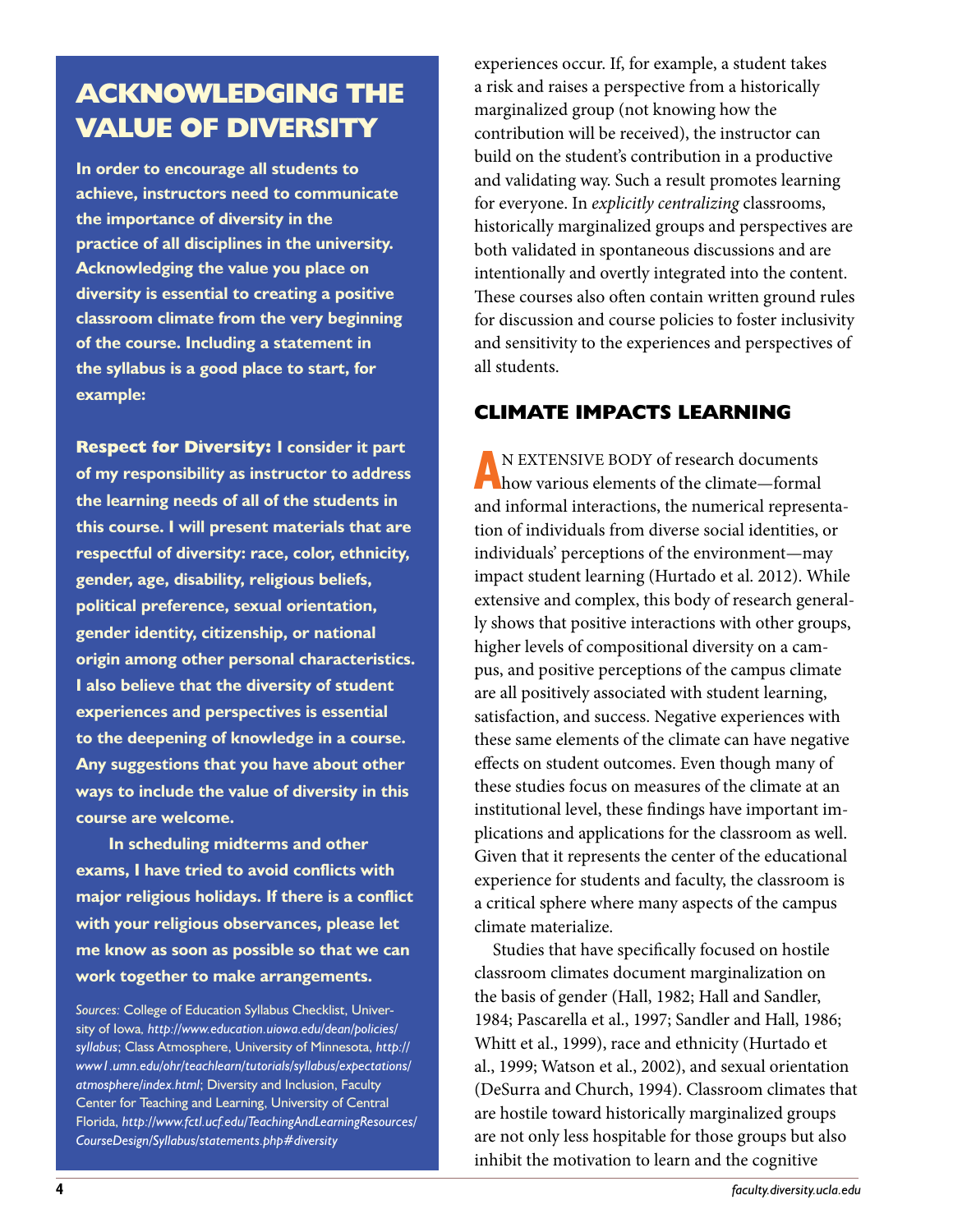## ACKNOWLEDGING THE VALUE OF DIVERSITY

**In order to encourage all students to achieve, instructors need to communicate the importance of diversity in the practice of all disciplines in the university. Acknowledging the value you place on diversity is essential to creating a positive classroom climate from the very beginning of the course. Including a statement in the syllabus is a good place to start, for example:**

**Respect for Diversity: I consider it part of my responsibility as instructor to address the learning needs of all of the students in this course. I will present materials that are respectful of diversity: race, color, ethnicity, gender, age, disability, religious beliefs, political preference, sexual orientation, gender identity, citizenship, or national origin among other personal characteristics. I also believe that the diversity of student experiences and perspectives is essential to the deepening of knowledge in a course. Any suggestions that you have about other ways to include the value of diversity in this course are welcome.**

**In scheduling midterms and other exams, I have tried to avoid conflicts with major religious holidays. If there is a conflict with your religious observances, please let me know as soon as possible so that we can work together to make arrangements.**

*Sources:* College of Education Syllabus Checklist, University of Iowa, *http://www.education.uiowa.edu/dean/policies/syllabus*; Class Atmosphere, University of Minnesota, *http://www1.umn.edu/ohr/teachlearn/tutorials/syllabus/expectations/atmosphere/index.html*; Diversity and Inclusion, Faculty Center for Teaching and Learning, University of Central Florida, *http://www.fctl.ucf.edu/TeachingAndLearningResources/CourseDesign/Syllabus/statements.php#diversity*

experiences occur. If, for example, a student takes a risk and raises a perspective from a historically marginalized group (not knowing how the contribution will be received), the instructor can build on the student's contribution in a productive and validating way. Such a result promotes learning for everyone. In *explicitly centralizing* classrooms, historically marginalized groups and perspectives are both validated in spontaneous discussions and are intentionally and overtly integrated into the content. These courses also often contain written ground rules for discussion and course policies to foster inclusivity and sensitivity to the experiences and perspectives of all students.

## CLIMATE IMPACTS LEARNING

AN EXTENSIVE BODY of research documents how various elements of the climate—formal and informal interactions, the numerical representation of individuals from diverse social identities, or individuals' perceptions of the environment—may impact student learning (Hurtado et al. 2012). While extensive and complex, this body of research generally shows that positive interactions with other groups, higher levels of compositional diversity on a campus, and positive perceptions of the campus climate are all positively associated with student learning, satisfaction, and success. Negative experiences with these same elements of the climate can have negative effects on student outcomes. Even though many of these studies focus on measures of the climate at an institutional level, these findings have important implications and applications for the classroom as well. Given that it represents the center of the educational experience for students and faculty, the classroom is a critical sphere where many aspects of the campus climate materialize.

Studies that have specifically focused on hostile classroom climates document marginalization on the basis of gender (Hall, 1982; Hall and Sandler, 1984; Pascarella et al., 1997; Sandler and Hall, 1986; Whitt et al., 1999), race and ethnicity (Hurtado et al., 1999; Watson et al., 2002), and sexual orientation (DeSurra and Church, 1994). Classroom climates that are hostile toward historically marginalized groups are not only less hospitable for those groups but also inhibit the motivation to learn and the cognitive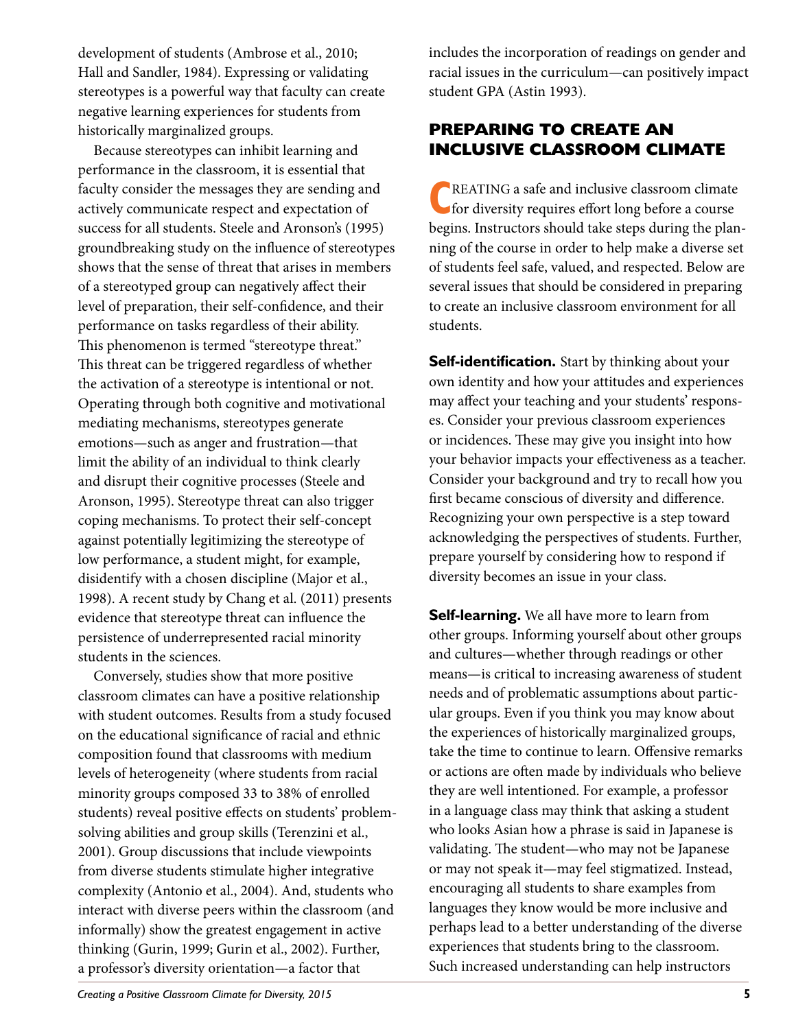development of students (Ambrose et al., 2010; Hall and Sandler, 1984). Expressing or validating stereotypes is a powerful way that faculty can create negative learning experiences for students from historically marginalized groups.

Because stereotypes can inhibit learning and performance in the classroom, it is essential that faculty consider the messages they are sending and actively communicate respect and expectation of success for all students. Steele and Aronson's (1995) groundbreaking study on the influence of stereotypes shows that the sense of threat that arises in members of a stereotyped group can negatively affect their level of preparation, their self-confidence, and their performance on tasks regardless of their ability. This phenomenon is termed "stereotype threat." This threat can be triggered regardless of whether the activation of a stereotype is intentional or not. Operating through both cognitive and motivational mediating mechanisms, stereotypes generate emotions—such as anger and frustration—that limit the ability of an individual to think clearly and disrupt their cognitive processes (Steele and Aronson, 1995). Stereotype threat can also trigger coping mechanisms. To protect their self-concept against potentially legitimizing the stereotype of low performance, a student might, for example, disidentify with a chosen discipline (Major et al., 1998). A recent study by Chang et al. (2011) presents evidence that stereotype threat can influence the persistence of underrepresented racial minority students in the sciences.

Conversely, studies show that more positive classroom climates can have a positive relationship with student outcomes. Results from a study focused on the educational significance of racial and ethnic composition found that classrooms with medium levels of heterogeneity (where students from racial minority groups composed 33 to 38% of enrolled students) reveal positive effects on students' problem-solving abilities and group skills (Terenzini et al., 2001). Group discussions that include viewpoints from diverse students stimulate higher integrative complexity (Antonio et al., 2004). And, students who interact with diverse peers within the classroom (and informally) show the greatest engagement in active thinking (Gurin, 1999; Gurin et al., 2002). Further, a professor's diversity orientation—a factor that includes the incorporation of readings on gender and racial issues in the curriculum—can positively impact student GPA (Astin 1993).

## PREPARING TO CREATE AN INCLUSIVE CLASSROOM CLIMATE

CREATING a safe and inclusive classroom climate for diversity requires effort long before a course begins. Instructors should take steps during the planning of the course in order to help make a diverse set of students feel safe, valued, and respected. Below are several issues that should be considered in preparing to create an inclusive classroom environment for all students.

**Self-identification.** Start by thinking about your own identity and how your attitudes and experiences may affect your teaching and your students' responses. Consider your previous classroom experiences or incidences. These may give you insight into how your behavior impacts your effectiveness as a teacher. Consider your background and try to recall how you first became conscious of diversity and difference. Recognizing your own perspective is a step toward acknowledging the perspectives of students. Further, prepare yourself by considering how to respond if diversity becomes an issue in your class.

**Self-learning.** We all have more to learn from other groups. Informing yourself about other groups and cultures—whether through readings or other means—is critical to increasing awareness of student needs and of problematic assumptions about particular groups. Even if you think you may know about the experiences of historically marginalized groups, take the time to continue to learn. Offensive remarks or actions are often made by individuals who believe they are well intentioned. For example, a professor in a language class may think that asking a student who looks Asian how a phrase is said in Japanese is validating. The student—who may not be Japanese or may not speak it—may feel stigmatized. Instead, encouraging all students to share examples from languages they know would be more inclusive and perhaps lead to a better understanding of the diverse experiences that students bring to the classroom. Such increased understanding can help instructors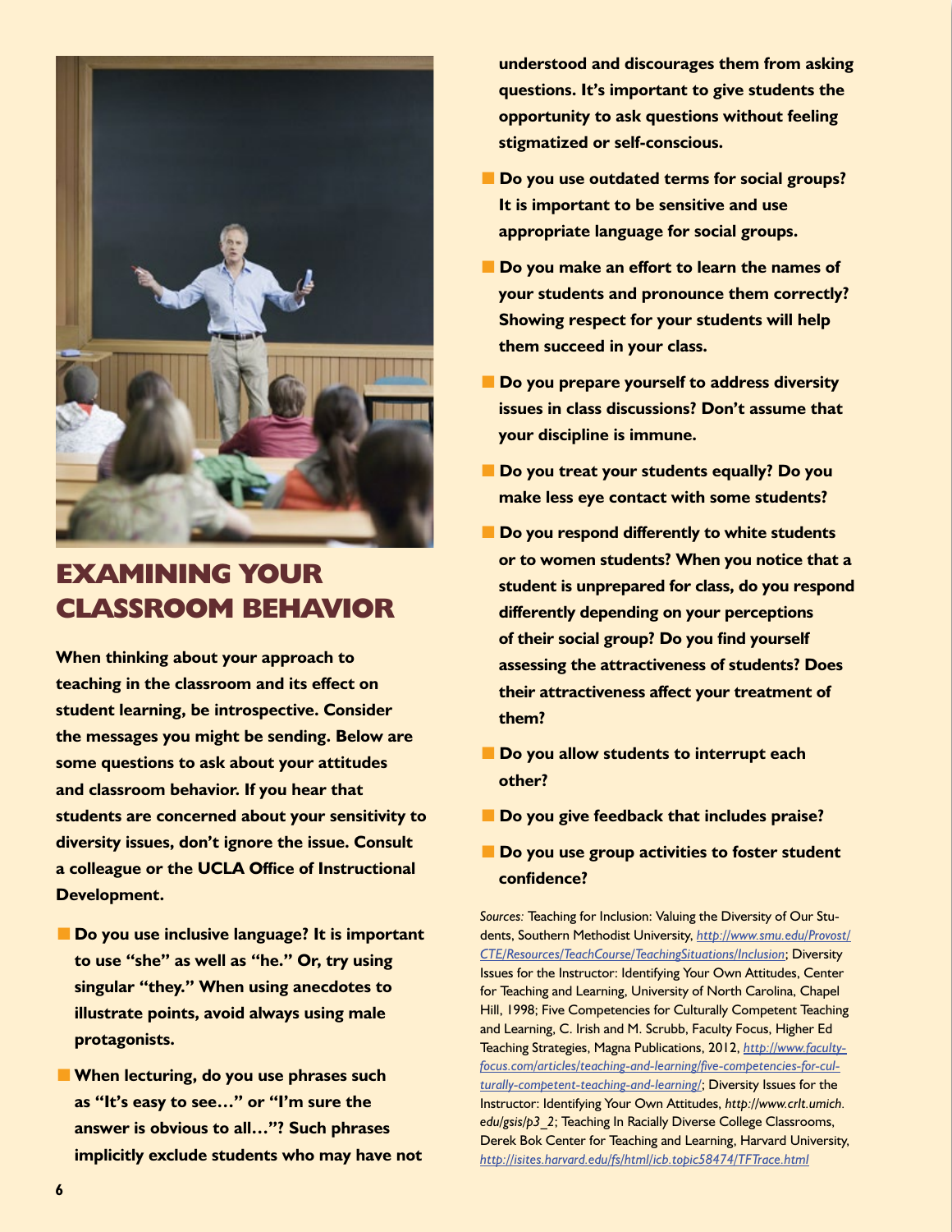# EXAMINING YOUR CLASSROOM BEHAVIOR

**When thinking about your approach to teaching in the classroom and its effect on student learning, be introspective. Consider the messages you might be sending. Below are some questions to ask about your attitudes and classroom behavior. If you hear that students are concerned about your sensitivity to diversity issues, don't ignore the issue. Consult a colleague or the UCLA Office of Instructional Development.**

- **Do you use inclusive language? It is important to use "she" as well as "he." Or, try using singular "they." When using anecdotes to illustrate points, avoid always using male protagonists.**
- **When lecturing, do you use phrases such as "It's easy to see…" or "I'm sure the answer is obvious to all…"? Such phrases implicitly exclude students who may have not understood and discourages them from asking questions. It's important to give students the opportunity to ask questions without feeling stigmatized or self-conscious.**
- **Do you use outdated terms for social groups? It is important to be sensitive and use appropriate language for social groups.**
- **Do you make an effort to learn the names of your students and pronounce them correctly? Showing respect for your students will help them succeed in your class.**
- **Do you prepare yourself to address diversity issues in class discussions? Don't assume that your discipline is immune.**
- **Do you treat your students equally? Do you make less eye contact with some students?**
- **Do you respond differently to white students or to women students? When you notice that a student is unprepared for class, do you respond differently depending on your perceptions of their social group? Do you find yourself assessing the attractiveness of students? Does their attractiveness affect your treatment of them?**
- **Do you allow students to interrupt each other?**
- **Do you give feedback that includes praise?**
- **Do you use group activities to foster student confidence?**

*Sources:* Teaching for Inclusion: Valuing the Diversity of Our Students, Southern Methodist University, *http://www.smu.edu/Provost/CTE/Resources/TeachCourse/TeachingSituations/Inclusion*; Diversity Issues for the Instructor: Identifying Your Own Attitudes, Center for Teaching and Learning, University of North Carolina, Chapel Hill, 1998; Five Competencies for Culturally Competent Teaching and Learning, C. Irish and M. Scrubb, Faculty Focus, Higher Ed Teaching Strategies, Magna Publications, 2012, *http://www.facultyfocus.com/articles/teaching-and-learning/five-competencies-for-culturally-competent-teaching-and-learning/*; Diversity Issues for the Instructor: Identifying Your Own Attitudes, *http://www.crlt.umich.edu/gsis/p3_2*; Teaching In Racially Diverse College Classrooms, Derek Bok Center for Teaching and Learning, Harvard University, *http://isites.harvard.edu/fs/html/icb.topic58474/TFTrace.html*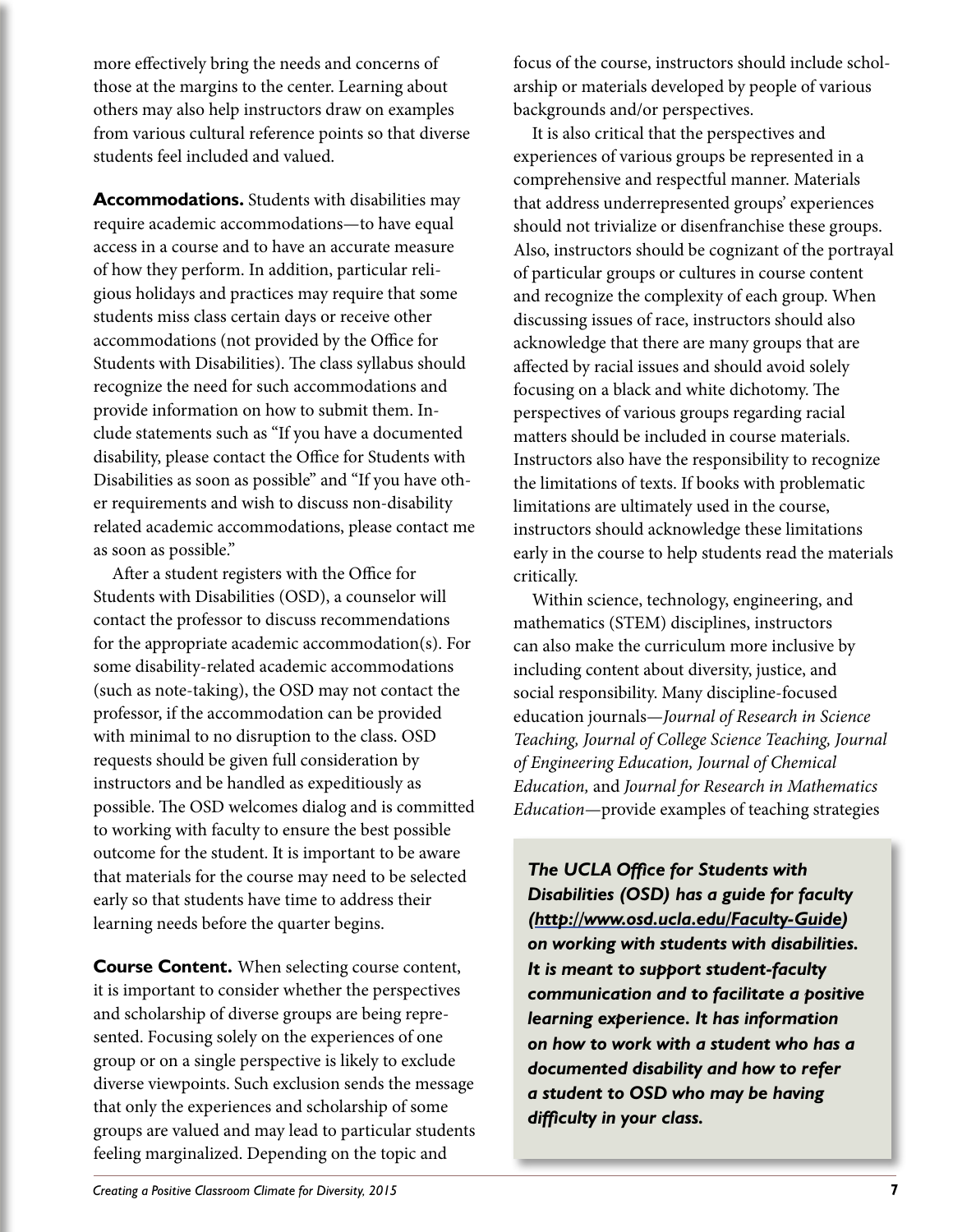more effectively bring the needs and concerns of those at the margins to the center. Learning about others may also help instructors draw on examples from various cultural reference points so that diverse students feel included and valued.

**Accommodations.** Students with disabilities may require academic accommodations—to have equal access in a course and to have an accurate measure of how they perform. In addition, particular religious holidays and practices may require that some students miss class certain days or receive other accommodations (not provided by the Office for Students with Disabilities). The class syllabus should recognize the need for such accommodations and provide information on how to submit them. Include statements such as "If you have a documented disability, please contact the Office for Students with Disabilities as soon as possible" and "If you have other requirements and wish to discuss non-disability related academic accommodations, please contact me as soon as possible."

After a student registers with the Office for Students with Disabilities (OSD), a counselor will contact the professor to discuss recommendations for the appropriate academic accommodation(s). For some disability-related academic accommodations (such as note-taking), the OSD may not contact the professor, if the accommodation can be provided with minimal to no disruption to the class. OSD requests should be given full consideration by instructors and be handled as expeditiously as possible. The OSD welcomes dialog and is committed to working with faculty to ensure the best possible outcome for the student. It is important to be aware that materials for the course may need to be selected early so that students have time to address their learning needs before the quarter begins.

**Course Content.** When selecting course content, it is important to consider whether the perspectives and scholarship of diverse groups are being represented. Focusing solely on the experiences of one group or on a single perspective is likely to exclude diverse viewpoints. Such exclusion sends the message that only the experiences and scholarship of some groups are valued and may lead to particular students feeling marginalized. Depending on the topic and focus of the course, instructors should include scholarship or materials developed by people of various backgrounds and/or perspectives.

It is also critical that the perspectives and experiences of various groups be represented in a comprehensive and respectful manner. Materials that address underrepresented groups' experiences should not trivialize or disenfranchise these groups. Also, instructors should be cognizant of the portrayal of particular groups or cultures in course content and recognize the complexity of each group. When discussing issues of race, instructors should also acknowledge that there are many groups that are affected by racial issues and should avoid solely focusing on a black and white dichotomy. The perspectives of various groups regarding racial matters should be included in course materials. Instructors also have the responsibility to recognize the limitations of texts. If books with problematic limitations are ultimately used in the course, instructors should acknowledge these limitations early in the course to help students read the materials critically.

Within science, technology, engineering, and mathematics (STEM) disciplines, instructors can also make the curriculum more inclusive by including content about diversity, justice, and social responsibility. Many discipline-focused education journals—*Journal of Research in Science Teaching, Journal of College Science Teaching, Journal of Engineering Education, Journal of Chemical Education,* and *Journal for Research in Mathematics Education*—provide examples of teaching strategies

> ***The UCLA Office for Students with Disabilities (OSD) has a guide for faculty (http://www.osd.ucla.edu/Faculty-Guide) on working with students with disabilities. It is meant to support student-faculty communication and to facilitate a positive learning experience. It has information on how to work with a student who has a documented disability and how to refer a student to OSD who may be having difficulty in your class.***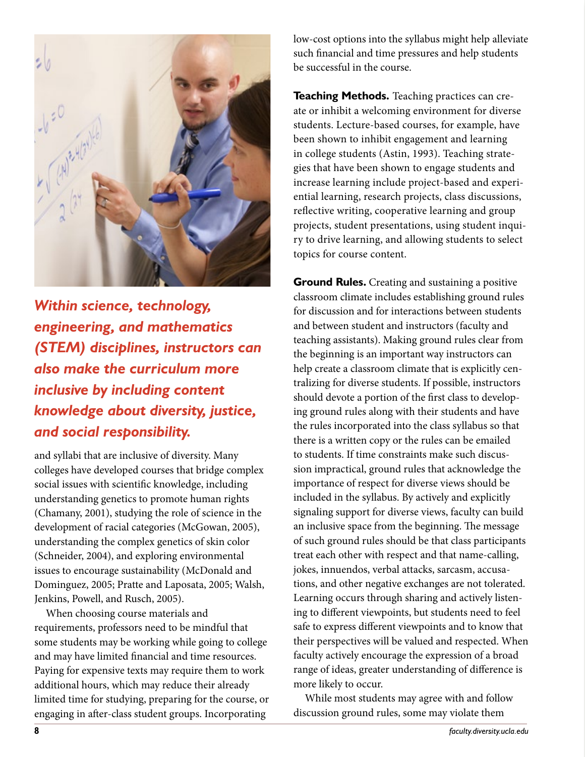*Within science, technology, engineering, and mathematics (STEM) disciplines, instructors can also make the curriculum more inclusive by including content knowledge about diversity, justice, and social responsibility.*

and syllabi that are inclusive of diversity. Many colleges have developed courses that bridge complex social issues with scientific knowledge, including understanding genetics to promote human rights (Chamany, 2001), studying the role of science in the development of racial categories (McGowan, 2005), understanding the complex genetics of skin color (Schneider, 2004), and exploring environmental issues to encourage sustainability (McDonald and Dominguez, 2005; Pratte and Laposata, 2005; Walsh, Jenkins, Powell, and Rusch, 2005).

When choosing course materials and requirements, professors need to be mindful that some students may be working while going to college and may have limited financial and time resources. Paying for expensive texts may require them to work additional hours, which may reduce their already limited time for studying, preparing for the course, or engaging in after-class student groups. Incorporating low-cost options into the syllabus might help alleviate such financial and time pressures and help students be successful in the course.

**Teaching Methods.** Teaching practices can create or inhibit a welcoming environment for diverse students. Lecture-based courses, for example, have been shown to inhibit engagement and learning in college students (Astin, 1993). Teaching strategies that have been shown to engage students and increase learning include project-based and experiential learning, research projects, class discussions, reflective writing, cooperative learning and group projects, student presentations, using student inquiry to drive learning, and allowing students to select topics for course content.

**Ground Rules.** Creating and sustaining a positive classroom climate includes establishing ground rules for discussion and for interactions between students and between student and instructors (faculty and teaching assistants). Making ground rules clear from the beginning is an important way instructors can help create a classroom climate that is explicitly centralizing for diverse students. If possible, instructors should devote a portion of the first class to developing ground rules along with their students and have the rules incorporated into the class syllabus so that there is a written copy or the rules can be emailed to students. If time constraints make such discussion impractical, ground rules that acknowledge the importance of respect for diverse views should be included in the syllabus. By actively and explicitly signaling support for diverse views, faculty can build an inclusive space from the beginning. The message of such ground rules should be that class participants treat each other with respect and that name-calling, jokes, innuendos, verbal attacks, sarcasm, accusations, and other negative exchanges are not tolerated. Learning occurs through sharing and actively listening to different viewpoints, but students need to feel safe to express different viewpoints and to know that their perspectives will be valued and respected. When faculty actively encourage the expression of a broad range of ideas, greater understanding of difference is more likely to occur.

While most students may agree with and follow discussion ground rules, some may violate them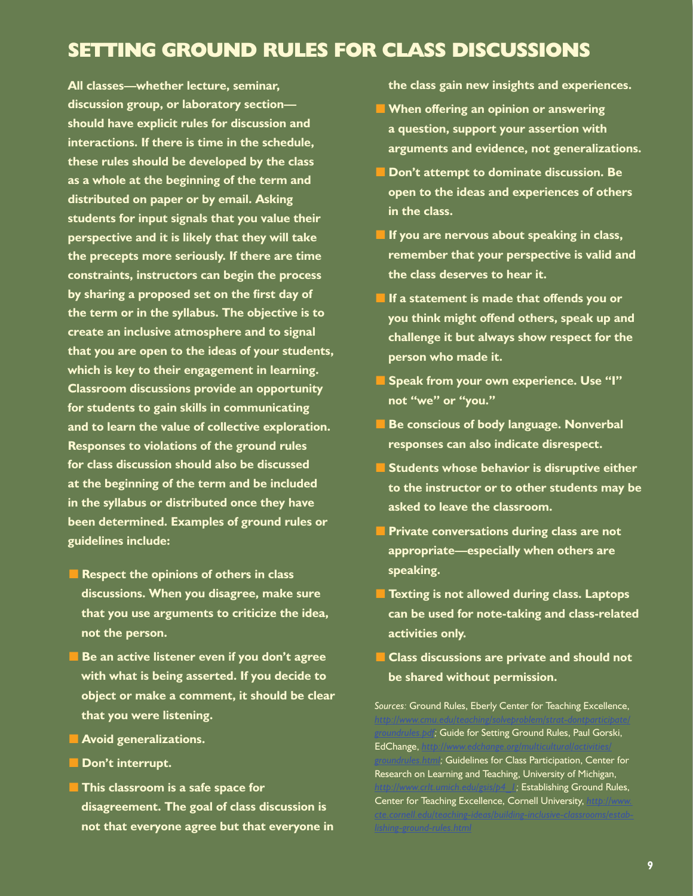# SETTING GROUND RULES FOR CLASS DISCUSSIONS

**All classes—whether lecture, seminar, discussion group, or laboratory section—should have explicit rules for discussion and interactions. If there is time in the schedule, these rules should be developed by the class as a whole at the beginning of the term and distributed on paper or by email. Asking students for input signals that you value their perspective and it is likely that they will take the precepts more seriously. If there are time constraints, instructors can begin the process by sharing a proposed set on the first day of the term or in the syllabus. The objective is to create an inclusive atmosphere and to signal that you are open to the ideas of your students, which is key to their engagement in learning. Classroom discussions provide an opportunity for students to gain skills in communicating and to learn the value of collective exploration. Responses to violations of the ground rules for class discussion should also be discussed at the beginning of the term and be included in the syllabus or distributed once they have been determined. Examples of ground rules or guidelines include:**

- **Respect the opinions of others in class discussions. When you disagree, make sure that you use arguments to criticize the idea, not the person.**
- **Be an active listener even if you don't agree with what is being asserted. If you decide to object or make a comment, it should be clear that you were listening.**
- **Avoid generalizations.**
- **Don't interrupt.**
- **This classroom is a safe space for disagreement. The goal of class discussion is not that everyone agree but that everyone in the class gain new insights and experiences.**
- **When offering an opinion or answering a question, support your assertion with arguments and evidence, not generalizations.**
- **Don't attempt to dominate discussion. Be open to the ideas and experiences of others in the class.**
- **If you are nervous about speaking in class, remember that your perspective is valid and the class deserves to hear it.**
- **If a statement is made that offends you or you think might offend others, speak up and challenge it but always show respect for the person who made it.**
- **Speak from your own experience. Use "I" not "we" or "you."**
- **Be conscious of body language. Nonverbal responses can also indicate disrespect.**
- **Students whose behavior is disruptive either to the instructor or to other students may be asked to leave the classroom.**
- **Private conversations during class are not appropriate—especially when others are speaking.**
- **Texting is not allowed during class. Laptops can be used for note-taking and class-related activities only.**
- **Class discussions are private and should not be shared without permission.**

*Sources:* Ground Rules, Eberly Center for Teaching Excellence, *http://www.cmu.edu/teaching/solveproblem/strat-dontparticipate/groundrules.pdf*; Guide for Setting Ground Rules, Paul Gorski, EdChange, *http://www.edchange.org/multicultural/activities/groundrules.html*; Guidelines for Class Participation, Center for Research on Learning and Teaching, University of Michigan, *http://www.crlt.umich.edu/gsis/p4_1*; Establishing Ground Rules, Center for Teaching Excellence, Cornell University, *http://www.cte.cornell.edu/teaching-ideas/building-inclusive-classrooms/establishing-ground-rules.html*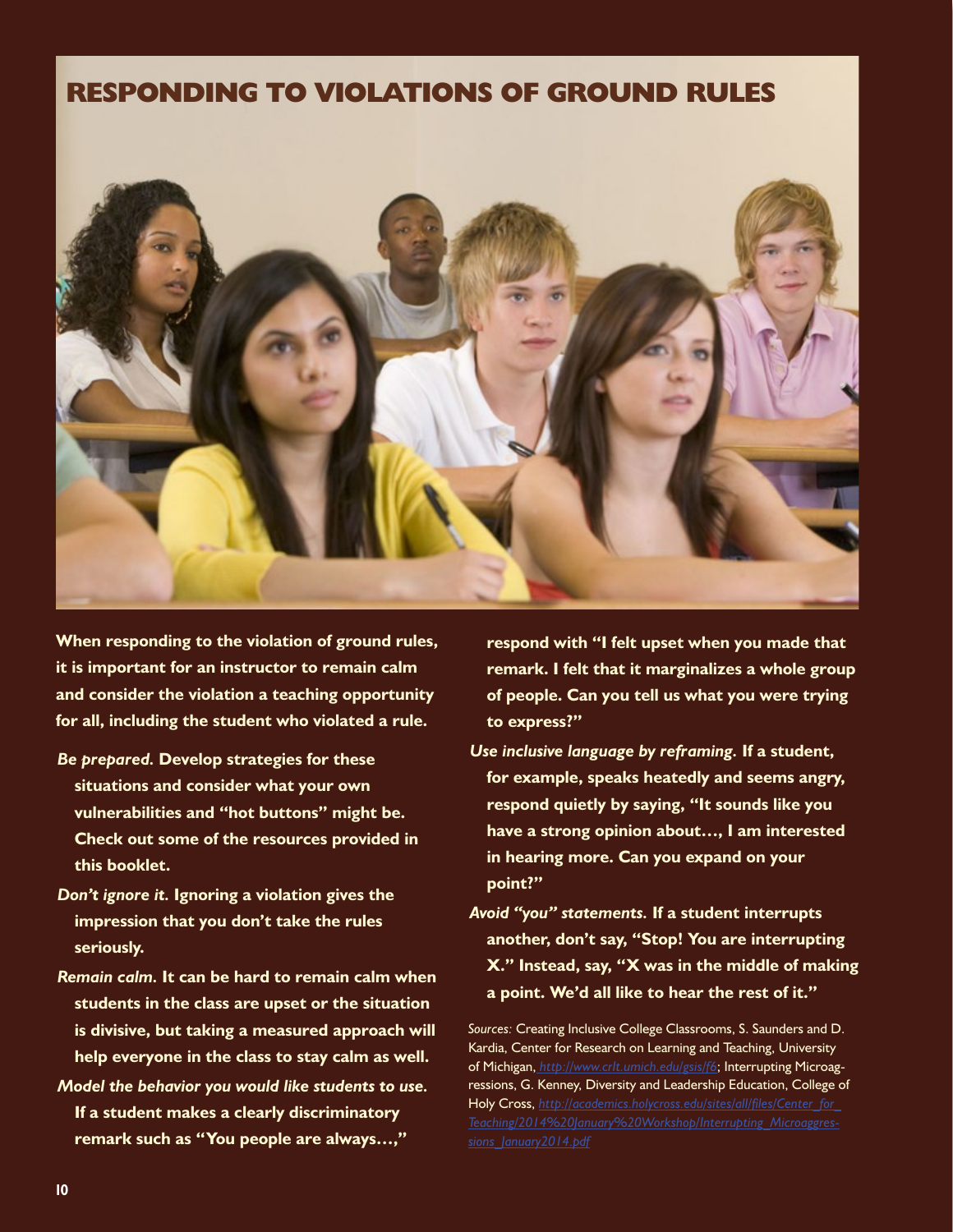# RESPONDING TO VIOLATIONS OF GROUND RULES

**When responding to the violation of ground rules, it is important for an instructor to remain calm and consider the violation a teaching opportunity for all, including the student who violated a rule.**

- ***Be prepared.*** **Develop strategies for these situations and consider what your own vulnerabilities and "hot buttons" might be. Check out some of the resources provided in this booklet.**
- ***Don't ignore it.*** **Ignoring a violation gives the impression that you don't take the rules seriously.**
- ***Remain calm.*** **It can be hard to remain calm when students in the class are upset or the situation is divisive, but taking a measured approach will help everyone in the class to stay calm as well.**
- ***Model the behavior you would like students to use.*** **If a student makes a clearly discriminatory remark such as "You people are always…," respond with "I felt upset when you made that remark. I felt that it marginalizes a whole group of people. Can you tell us what you were trying to express?"**
- ***Use inclusive language by reframing.*** **If a student, for example, speaks heatedly and seems angry, respond quietly by saying, "It sounds like you have a strong opinion about…, I am interested in hearing more. Can you expand on your point?"**
- ***Avoid "you" statements.*** **If a student interrupts another, don't say, "Stop! You are interrupting X." Instead, say, "X was in the middle of making a point. We'd all like to hear the rest of it."**

*Sources:* Creating Inclusive College Classrooms, S. Saunders and D. Kardia, Center for Research on Learning and Teaching, University of Michigan, *http://www.crlt.umich.edu/gsis/f6*; Interrupting Microaggressions, G. Kenney, Diversity and Leadership Education, College of Holy Cross, *http://academics.holycross.edu/sites/all/files/Center_for_Teaching/2014%20January%20Workshop/Interrupting_Microaggressions_January2014.pdf*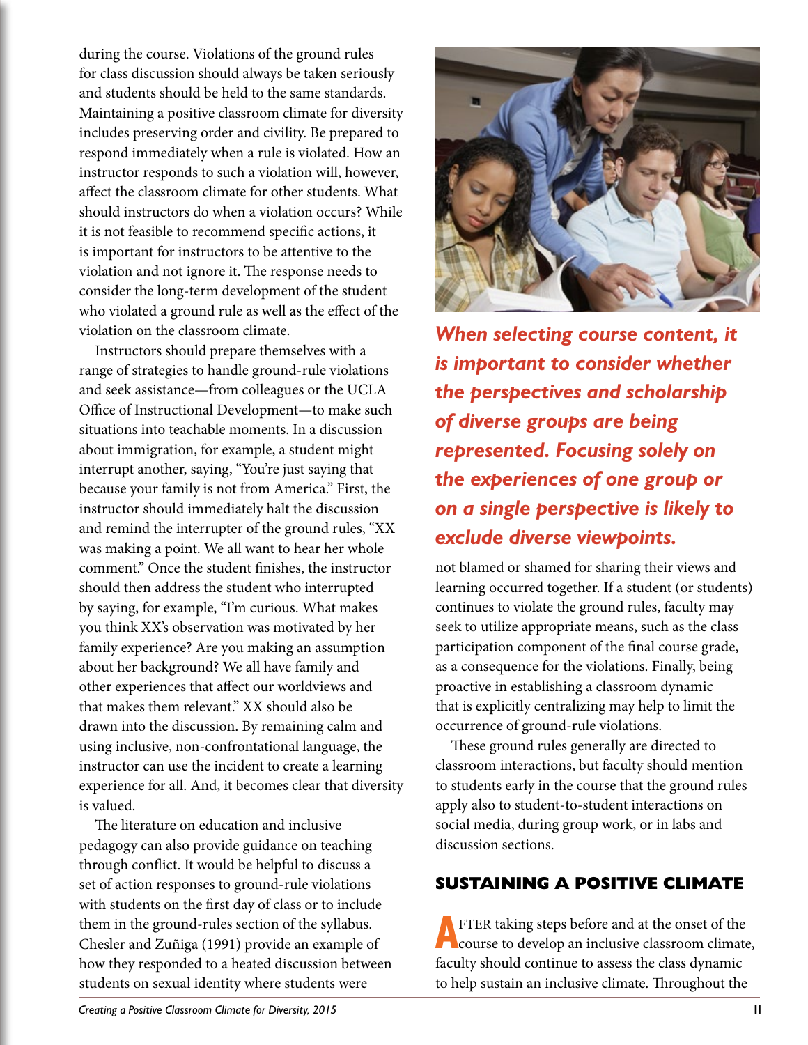during the course. Violations of the ground rules for class discussion should always be taken seriously and students should be held to the same standards. Maintaining a positive classroom climate for diversity includes preserving order and civility. Be prepared to respond immediately when a rule is violated. How an instructor responds to such a violation will, however, affect the classroom climate for other students. What should instructors do when a violation occurs? While it is not feasible to recommend specific actions, it is important for instructors to be attentive to the violation and not ignore it. The response needs to consider the long-term development of the student who violated a ground rule as well as the effect of the violation on the classroom climate.

Instructors should prepare themselves with a range of strategies to handle ground-rule violations and seek assistance—from colleagues or the UCLA Office of Instructional Development—to make such situations into teachable moments. In a discussion about immigration, for example, a student might interrupt another, saying, "You're just saying that because your family is not from America." First, the instructor should immediately halt the discussion and remind the interrupter of the ground rules, "XX was making a point. We all want to hear her whole comment." Once the student finishes, the instructor should then address the student who interrupted by saying, for example, "I'm curious. What makes you think XX's observation was motivated by her family experience? Are you making an assumption about her background? We all have family and other experiences that affect our worldviews and that makes them relevant." XX should also be drawn into the discussion. By remaining calm and using inclusive, non-confrontational language, the instructor can use the incident to create a learning experience for all. And, it becomes clear that diversity is valued.

The literature on education and inclusive pedagogy can also provide guidance on teaching through conflict. It would be helpful to discuss a set of action responses to ground-rule violations with students on the first day of class or to include them in the ground-rules section of the syllabus. Chesler and Zuñiga (1991) provide an example of how they responded to a heated discussion between students on sexual identity where students were not blamed or shamed for sharing their views and learning occurred together. If a student (or students) continues to violate the ground rules, faculty may seek to utilize appropriate means, such as the class participation component of the final course grade, as a consequence for the violations. Finally, being proactive in establishing a classroom dynamic that is explicitly centralizing may help to limit the occurrence of ground-rule violations.

***When selecting course content, it is important to consider whether the perspectives and scholarship of diverse groups are being represented. Focusing solely on the experiences of one group or on a single perspective is likely to exclude diverse viewpoints.***

These ground rules generally are directed to classroom interactions, but faculty should mention to students early in the course that the ground rules apply also to student-to-student interactions on social media, during group work, or in labs and discussion sections.

## SUSTAINING A POSITIVE CLIMATE

AFTER taking steps before and at the onset of the course to develop an inclusive classroom climate, faculty should continue to assess the class dynamic to help sustain an inclusive climate. Throughout the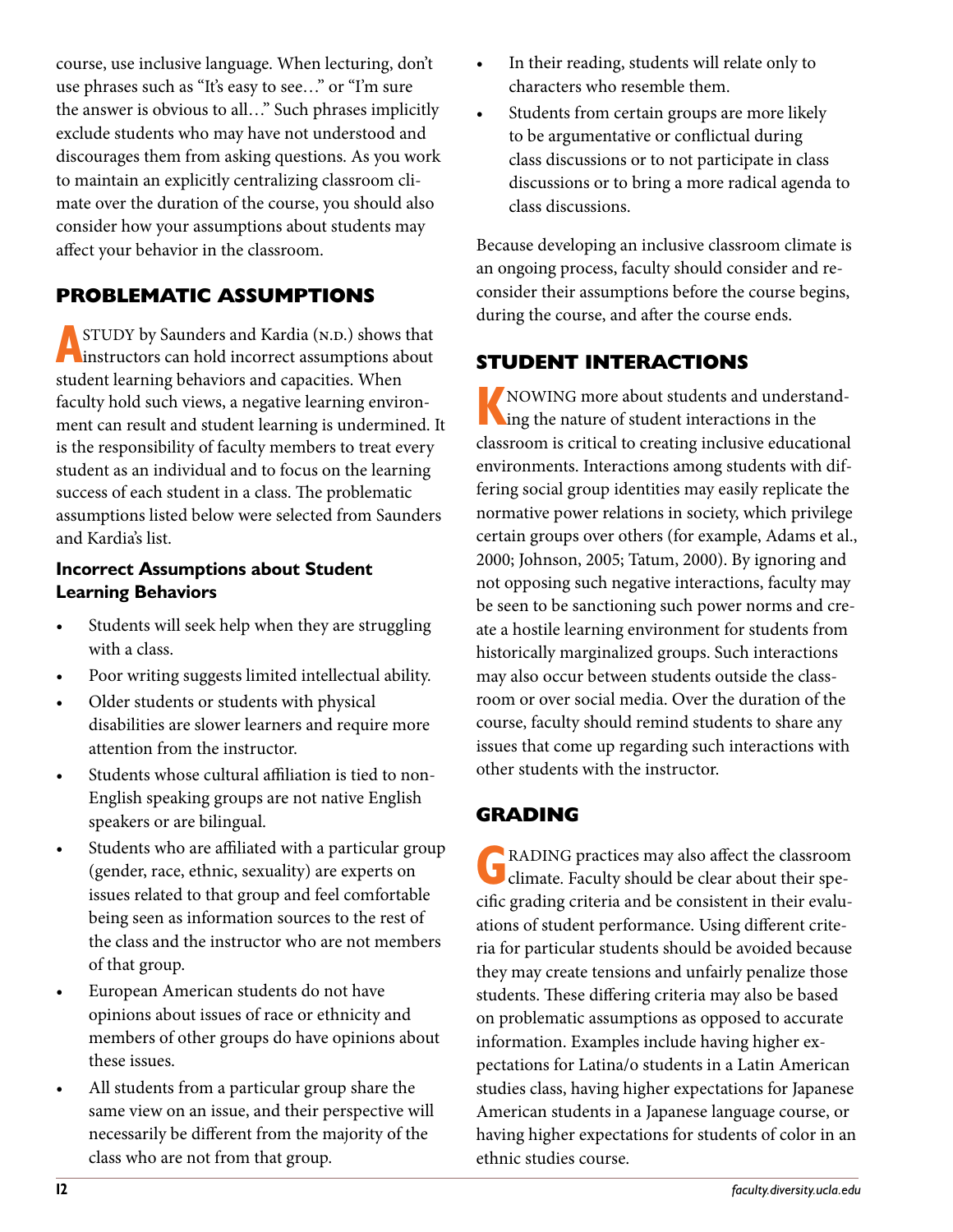course, use inclusive language. When lecturing, don't use phrases such as "It's easy to see…" or "I'm sure the answer is obvious to all…" Such phrases implicitly exclude students who may have not understood and discourages them from asking questions. As you work to maintain an explicitly centralizing classroom climate over the duration of the course, you should also consider how your assumptions about students may affect your behavior in the classroom.

## PROBLEMATIC ASSUMPTIONS

A STUDY by Saunders and Kardia (N.D.) shows that instructors can hold incorrect assumptions about student learning behaviors and capacities. When faculty hold such views, a negative learning environment can result and student learning is undermined. It is the responsibility of faculty members to treat every student as an individual and to focus on the learning success of each student in a class. The problematic assumptions listed below were selected from Saunders and Kardia's list.

### Incorrect Assumptions about Student Learning Behaviors

- Students will seek help when they are struggling with a class.
- Poor writing suggests limited intellectual ability.
- Older students or students with physical disabilities are slower learners and require more attention from the instructor.
- Students whose cultural affiliation is tied to non-English speaking groups are not native English speakers or are bilingual.
- Students who are affiliated with a particular group (gender, race, ethnic, sexuality) are experts on issues related to that group and feel comfortable being seen as information sources to the rest of the class and the instructor who are not members of that group.
- European American students do not have opinions about issues of race or ethnicity and members of other groups do have opinions about these issues.
- All students from a particular group share the same view on an issue, and their perspective will necessarily be different from the majority of the class who are not from that group.
- In their reading, students will relate only to characters who resemble them.
- Students from certain groups are more likely to be argumentative or conflictual during class discussions or to not participate in class discussions or to bring a more radical agenda to class discussions.

Because developing an inclusive classroom climate is an ongoing process, faculty should consider and reconsider their assumptions before the course begins, during the course, and after the course ends.

## STUDENT INTERACTIONS

KNOWING more about students and understanding the nature of student interactions in the classroom is critical to creating inclusive educational environments. Interactions among students with differing social group identities may easily replicate the normative power relations in society, which privilege certain groups over others (for example, Adams et al., 2000; Johnson, 2005; Tatum, 2000). By ignoring and not opposing such negative interactions, faculty may be seen to be sanctioning such power norms and create a hostile learning environment for students from historically marginalized groups. Such interactions may also occur between students outside the classroom or over social media. Over the duration of the course, faculty should remind students to share any issues that come up regarding such interactions with other students with the instructor.

## GRADING

GRADING practices may also affect the classroom climate. Faculty should be clear about their specific grading criteria and be consistent in their evaluations of student performance. Using different criteria for particular students should be avoided because they may create tensions and unfairly penalize those students. These differing criteria may also be based on problematic assumptions as opposed to accurate information. Examples include having higher expectations for Latina/o students in a Latin American studies class, having higher expectations for Japanese American students in a Japanese language course, or having higher expectations for students of color in an ethnic studies course.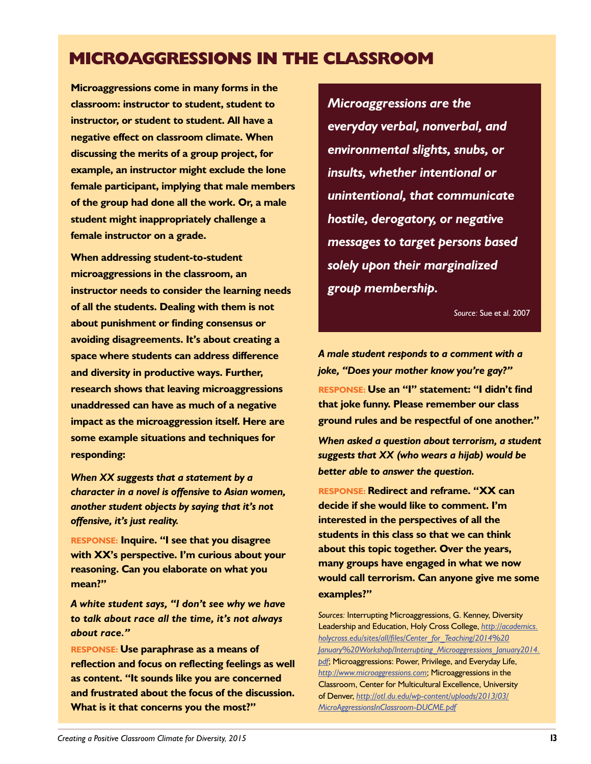# MICROAGGRESSIONS IN THE CLASSROOM

**Microaggressions come in many forms in the classroom: instructor to student, student to instructor, or student to student. All have a negative effect on classroom climate. When discussing the merits of a group project, for example, an instructor might exclude the lone female participant, implying that male members of the group had done all the work. Or, a male student might inappropriately challenge a female instructor on a grade.**

**When addressing student-to-student microaggressions in the classroom, an instructor needs to consider the learning needs of all the students. Dealing with them is not about punishment or finding consensus or avoiding disagreements. It's about creating a space where students can address difference and diversity in productive ways. Further, research shows that leaving microaggressions unaddressed can have as much of a negative impact as the microaggression itself. Here are some example situations and techniques for responding:**

> ***Microaggressions are the everyday verbal, nonverbal, and environmental slights, snubs, or insults, whether intentional or unintentional, that communicate hostile, derogatory, or negative messages to target persons based solely upon their marginalized group membership.***
>
> *Source:* Sue et al. 2007

***When XX suggests that a statement by a character in a novel is offensive to Asian women, another student objects by saying that it's not offensive, it's just reality.***

**RESPONSE: Inquire. "I see that you disagree with XX's perspective. I'm curious about your reasoning. Can you elaborate on what you mean?"**

***A white student says, "I don't see why we have to talk about race all the time, it's not always about race."***

**RESPONSE: Use paraphrase as a means of reflection and focus on reflecting feelings as well as content. "It sounds like you are concerned and frustrated about the focus of the discussion. What is it that concerns you the most?"**

***A male student responds to a comment with a joke, "Does your mother know you're gay?"***

**RESPONSE: Use an "I" statement: "I didn't find that joke funny. Please remember our class ground rules and be respectful of one another."**

***When asked a question about terrorism, a student suggests that XX (who wears a hijab) would be better able to answer the question.***

**RESPONSE: Redirect and reframe. "XX can decide if she would like to comment. I'm interested in the perspectives of all the students in this class so that we can think about this topic together. Over the years, many groups have engaged in what we now would call terrorism. Can anyone give me some examples?"**

*Sources:* Interrupting Microaggressions, G. Kenney, Diversity Leadership and Education, Holy Cross College, *http://academics.holycross.edu/sites/all/files/Center_for_Teaching/2014%20January%20Workshop/Interrupting_Microaggressions_January2014.pdf*; Microaggressions: Power, Privilege, and Everyday Life, *http://www.microaggressions.com*; Microaggressions in the Classroom, Center for Multicultural Excellence, University of Denver, *http://otl.du.edu/wp-content/uploads/2013/03/MicroAggressionsInClassroom-DUCME.pdf*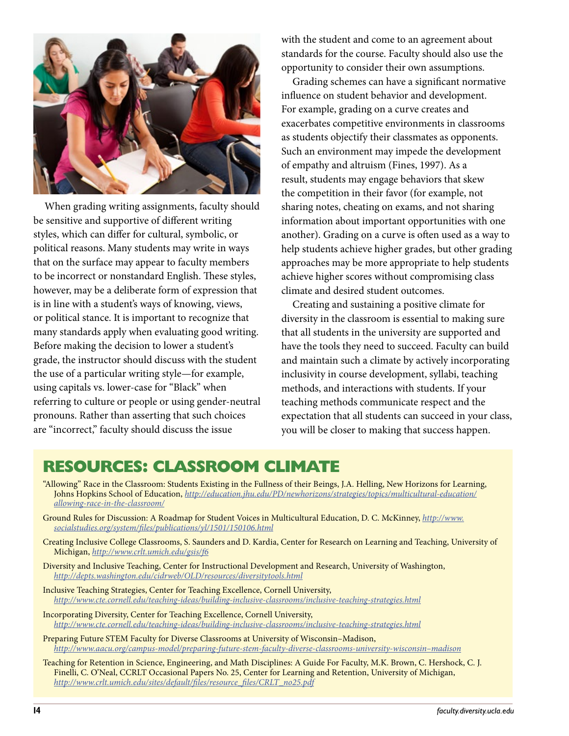When grading writing assignments, faculty should be sensitive and supportive of different writing styles, which can differ for cultural, symbolic, or political reasons. Many students may write in ways that on the surface may appear to faculty members to be incorrect or nonstandard English. These styles, however, may be a deliberate form of expression that is in line with a student's ways of knowing, views, or political stance. It is important to recognize that many standards apply when evaluating good writing. Before making the decision to lower a student's grade, the instructor should discuss with the student the use of a particular writing style—for example, using capitals vs. lower-case for "Black" when referring to culture or people or using gender-neutral pronouns. Rather than asserting that such choices are "incorrect," faculty should discuss the issue with the student and come to an agreement about standards for the course. Faculty should also use the opportunity to consider their own assumptions.

Grading schemes can have a significant normative influence on student behavior and development. For example, grading on a curve creates and exacerbates competitive environments in classrooms as students objectify their classmates as opponents. Such an environment may impede the development of empathy and altruism (Fines, 1997). As a result, students may engage behaviors that skew the competition in their favor (for example, not sharing notes, cheating on exams, and not sharing information about important opportunities with one another). Grading on a curve is often used as a way to help students achieve higher grades, but other grading approaches may be more appropriate to help students achieve higher scores without compromising class climate and desired student outcomes.

Creating and sustaining a positive climate for diversity in the classroom is essential to making sure that all students in the university are supported and have the tools they need to succeed. Faculty can build and maintain such a climate by actively incorporating inclusivity in course development, syllabi, teaching methods, and interactions with students. If your teaching methods communicate respect and the expectation that all students can succeed in your class, you will be closer to making that success happen.

## RESOURCES: CLASSROOM CLIMATE

"Allowing" Race in the Classroom: Students Existing in the Fullness of their Beings, J.A. Helling, New Horizons for Learning, Johns Hopkins School of Education, *http://education.jhu.edu/PD/newhorizons/strategies/topics/multicultural-education/allowing-race-in-the-classroom/*

Ground Rules for Discussion: A Roadmap for Student Voices in Multicultural Education, D. C. McKinney, *http://www.socialstudies.org/system/files/publications/yl/1501/150106.html*

Creating Inclusive College Classrooms, S. Saunders and D. Kardia, Center for Research on Learning and Teaching, University of Michigan, *http://www.crlt.umich.edu/gsis/f6*

Diversity and Inclusive Teaching, Center for Instructional Development and Research, University of Washington, *http://depts.washington.edu/cidrweb/OLD/resources/diversitytools.html*

Inclusive Teaching Strategies, Center for Teaching Excellence, Cornell University, *http://www.cte.cornell.edu/teaching-ideas/building-inclusive-classrooms/inclusive-teaching-strategies.html*

Incorporating Diversity, Center for Teaching Excellence, Cornell University, *http://www.cte.cornell.edu/teaching-ideas/building-inclusive-classrooms/inclusive-teaching-strategies.html*

Preparing Future STEM Faculty for Diverse Classrooms at University of Wisconsin–Madison, *http://www.aacu.org/campus-model/preparing-future-stem-faculty-diverse-classrooms-university-wisconsin–madison*

Teaching for Retention in Science, Engineering, and Math Disciplines: A Guide For Faculty, M.K. Brown, C. Hershock, C. J. Finelli, C. O'Neal, CCRLT Occasional Papers No. 25, Center for Learning and Retention, University of Michigan, *http://www.crlt.umich.edu/sites/default/files/resource_files/CRLT_no25.pdf*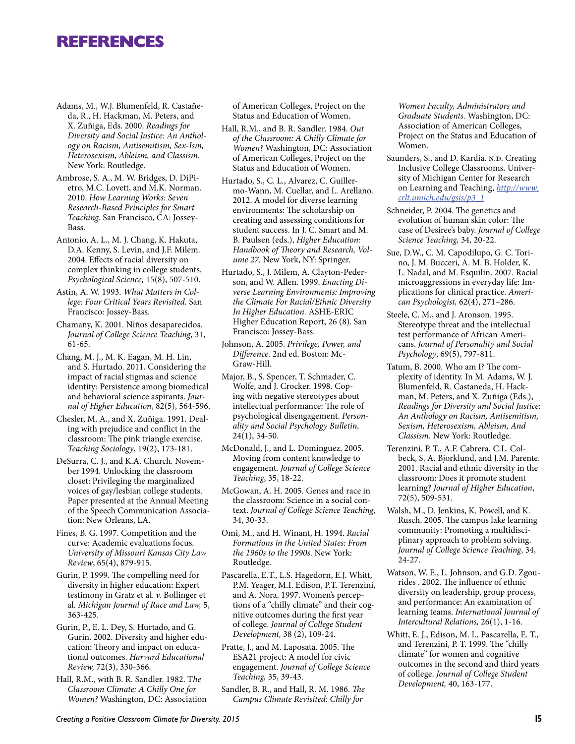# REFERENCES

Adams, M., W.J. Blumenfeld, R. Castañeda, R., H. Hackman, M. Peters, and X. Zuñiga, Eds. 2000. *Readings for Diversity and Social Justice: An Anthology on Racism, Antisemitism, Sex-Ism, Heterosexism, Ableism, and Classism.* New York: Routledge.

Ambrose, S. A., M. W. Bridges, D. DiPietro, M.C. Lovett, and M.K. Norman. 2010. *How Learning Works: Seven Research-Based Principles for Smart Teaching.* San Francisco, CA: Jossey-Bass.

Antonio, A. L., M. J. Chang, K. Hakuta, D.A. Kenny, S. Levin, and J.F. Milem. 2004. Effects of racial diversity on complex thinking in college students. *Psychological Science,* 15(8), 507-510.

Astin, A. W. 1993. *What Matters in College: Four Critical Years Revisited.* San Francisco: Jossey-Bass.

Chamany, K. 2001. Niños desaparecidos. *Journal of College Science Teaching*, 31, 61-65.

Chang, M. J., M. K. Eagan, M. H. Lin, and S. Hurtado. 2011. Considering the impact of racial stigmas and science identity: Persistence among biomedical and behavioral science aspirants. *Journal of Higher Education*, 82(5), 564-596.

Chesler, M. A., and X. Zuñiga. 1991. Dealing with prejudice and conflict in the classroom: The pink triangle exercise. *Teaching Sociology*, 19(2), 173-181.

DeSurra, C. J., and K.A. Church. November 1994. Unlocking the classroom closet: Privileging the marginalized voices of gay/lesbian college students. Paper presented at the Annual Meeting of the Speech Communication Association: New Orleans, LA.

Fines, B. G. 1997. Competition and the curve: Academic evaluations focus. *University of Missouri Kansas City Law Review*, 65(4), 879-915.

Gurin, P. 1999. The compelling need for diversity in higher education: Expert testimony in Gratz et al. *v.* Bollinger et al. *Michigan Journal of Race and Law,* 5, 363-425.

Gurin, P., E. L. Dey, S. Hurtado, and G. Gurin. 2002. Diversity and higher education: Theory and impact on educational outcomes. *Harvard Educational Review,* 72(3), 330-366.

Hall, R.M., with B. R. Sandler. 1982. *The Classroom Climate: A Chilly One for Women?* Washington, DC: Association of American Colleges, Project on the Status and Education of Women.

Hall, R.M., and B. R. Sandler. 1984. *Out of the Classroom: A Chilly Climate for Women?* Washington, DC: Association of American Colleges, Project on the Status and Education of Women.

Hurtado, S., C. L., Alvarez, C. Guillermo-Wann, M. Cuellar, and L. Arellano. 2012. A model for diverse learning environments: The scholarship on creating and assessing conditions for student success. In J. C. Smart and M. B. Paulsen (eds.), *Higher Education: Handbook of Theory and Research, Volume 27.* New York, NY: Springer.

Hurtado, S., J. Milem, A. Clayton-Pederson, and W. Allen. 1999. *Enacting Diverse Learning Environments: Improving the Climate For Racial/Ethnic Diversity In Higher Education.* ASHE-ERIC Higher Education Report, 26 (8). San Francisco: Jossey-Bass.

Johnson, A. 2005. *Privilege, Power, and Difference.* 2nd ed. Boston: McGraw-Hill.

Major, B., S. Spencer, T. Schmader, C. Wolfe, and J. Crocker. 1998. Coping with negative stereotypes about intellectual performance: The role of psychological disengagement. *Personality and Social Psychology Bulletin,* 24(1), 34-50.

McDonald, J., and L. Dominguez. 2005. Moving from content knowledge to engagement. *Journal of College Science Teaching*, 35, 18-22.

McGowan, A. H. 2005. Genes and race in the classroom: Science in a social context. *Journal of College Science Teaching*, 34, 30-33.

Omi, M., and H. Winant, H. 1994. *Racial Formations in the United States: From the 1960s to the 1990s*. New York: Routledge.

Pascarella, E.T., L.S. Hagedorn, E.J. Whitt, P.M. Yeager, M.I. Edison, P.T. Terenzini, and A. Nora. 1997. Women's perceptions of a "chilly climate" and their cognitive outcomes during the first year of college. *Journal of College Student Development,* 38 (2), 109-24.

Pratte, J., and M. Laposata. 2005. The ESA21 project: A model for civic engagement. *Journal of College Science Teaching,* 35, 39-43.

Sandler, B. R., and Hall, R. M. 1986. *The Campus Climate Revisited: Chilly for Women Faculty, Administrators and Graduate Students.* Washington, DC: Association of American Colleges, Project on the Status and Education of Women.

Saunders, S., and D. Kardia. N.D. Creating Inclusive College Classrooms. University of Michigan Center for Research on Learning and Teaching, http://www.crlt.umich.edu/gsis/p3_1

Schneider, P. 2004. The genetics and evolution of human skin color: The case of Desiree's baby. *Journal of College Science Teaching,* 34, 20-22.

Sue, D.W., C. M. Capodilupo, G. C. Torino, J. M. Bucceri, A. M. B. Holder, K. L. Nadal, and M. Esquilin. 2007. Racial microaggressions in everyday life: Implications for clinical practice. *American Psychologist,* 62(4), 271–286.

Steele, C. M., and J. Aronson. 1995. Stereotype threat and the intellectual test performance of African Americans. *Journal of Personality and Social Psychology*, 69(5), 797-811.

Tatum, B. 2000. Who am I? The complexity of identity. In M. Adams, W. J. Blumenfeld, R. Castaneda, H. Hackman, M. Peters, and X. Zuñiga (Eds.), *Readings for Diversity and Social Justice: An Anthology on Racism, Antisemitism, Sexism, Heterosexism, Ableism, And Classism.* New York: Routledge.

Terenzini, P. T., A.F. Cabrera, C.L. Colbeck, S. A. Bjorklund, and J.M. Parente. 2001. Racial and ethnic diversity in the classroom: Does it promote student learning? *Journal of Higher Education*, 72(5), 509-531.

Walsh, M., D. Jenkins, K. Powell, and K. Rusch. 2005. The campus lake learning community: Promoting a multidisciplinary approach to problem solving. *Journal of College Science Teaching*, 34, 24-27.

Watson, W. E., L. Johnson, and G.D. Zgourides . 2002. The influence of ethnic diversity on leadership, group process, and performance: An examination of learning teams. *International Journal of Intercultural Relations,* 26(1), 1-16.

Whitt, E. J., Edison, M. I., Pascarella, E. T., and Terenzini, P. T. 1999. The "chilly climate" for women and cognitive outcomes in the second and third years of college. *Journal of College Student Development,* 40, 163-177.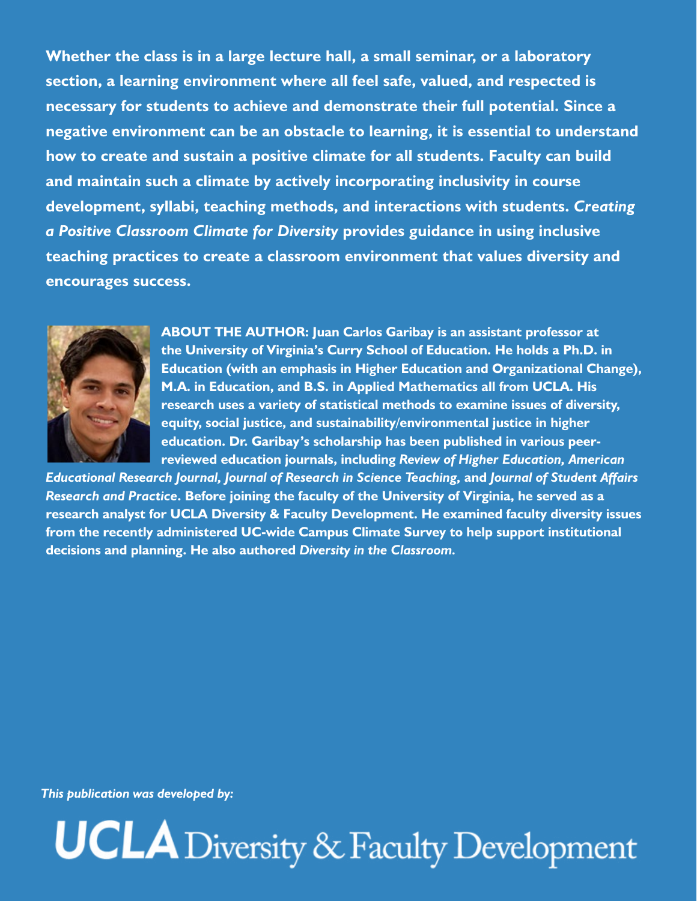**Whether the class is in a large lecture hall, a small seminar, or a laboratory section, a learning environment where all feel safe, valued, and respected is necessary for students to achieve and demonstrate their full potential. Since a negative environment can be an obstacle to learning, it is essential to understand how to create and sustain a positive climate for all students. Faculty can build and maintain such a climate by actively incorporating inclusivity in course development, syllabi, teaching methods, and interactions with students. *Creating a Positive Classroom Climate for Diversity* provides guidance in using inclusive teaching practices to create a classroom environment that values diversity and encourages success.**

**ABOUT THE AUTHOR: Juan Carlos Garibay is an assistant professor at the University of Virginia's Curry School of Education. He holds a Ph.D. in Education (with an emphasis in Higher Education and Organizational Change), M.A. in Education, and B.S. in Applied Mathematics all from UCLA. His research uses a variety of statistical methods to examine issues of diversity, equity, social justice, and sustainability/environmental justice in higher education. Dr. Garibay's scholarship has been published in various peer-reviewed education journals, including *Review of Higher Education, American Educational Research Journal, Journal of Research in Science Teaching,* and *Journal of Student Affairs Research and Practice*. Before joining the faculty of the University of Virginia, he served as a research analyst for UCLA Diversity & Faculty Development. He examined faculty diversity issues from the recently administered UC-wide Campus Climate Survey to help support institutional decisions and planning. He also authored *Diversity in the Classroom*.**

***This publication was developed by:***

**UCLA** Diversity & Faculty Development